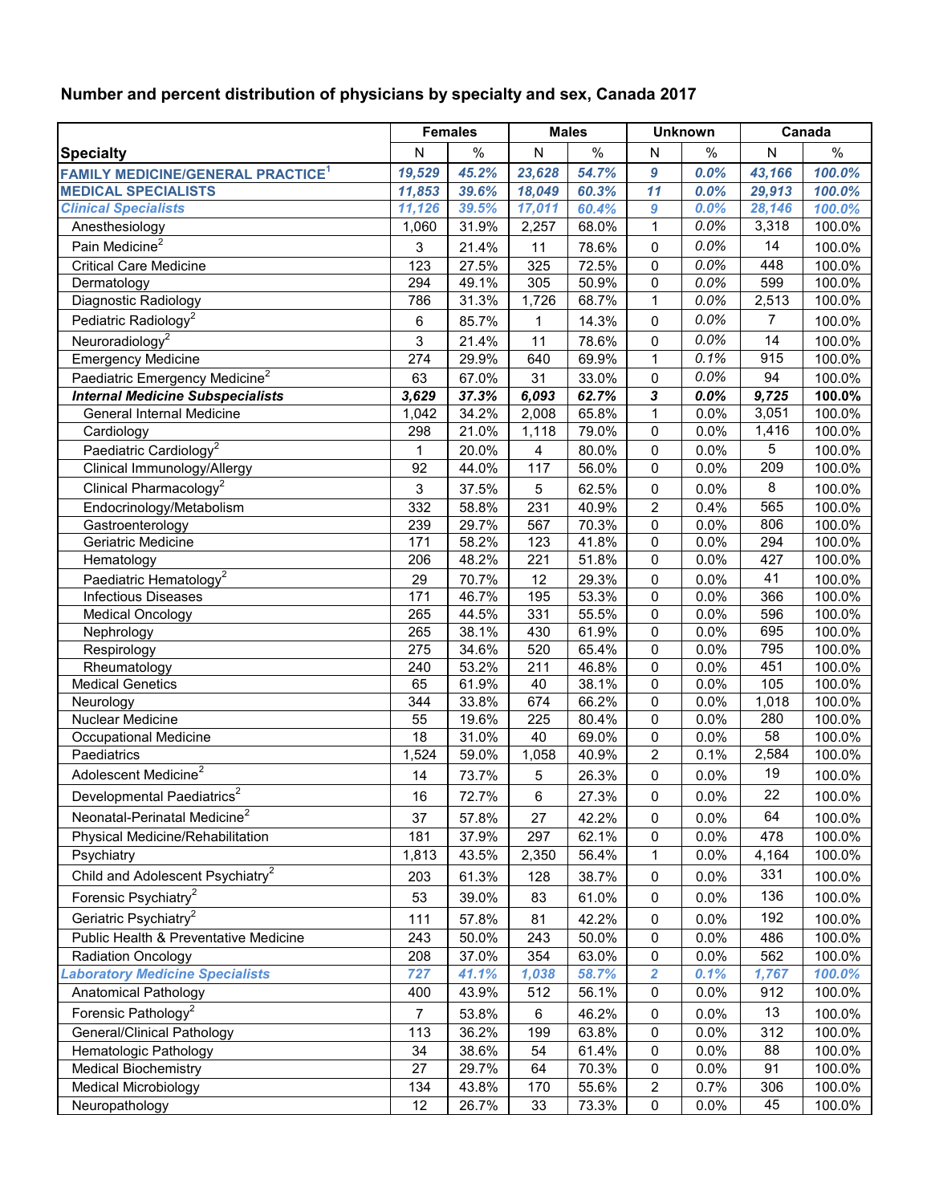## Number and percent distribution of physicians by specialty and sex, Canada 2017

| Specialty | Females | | Males | | Unknown | | Canada | |
|---|---|---|---|---|---|---|---|---|
| | N | % | N | % | N | % | N | % |
| ***FAMILY MEDICINE/GENERAL PRACTICE*[1]** | ***19,529*** | ***45.2%*** | ***23,628*** | ***54.7%*** | ***9*** | ***0.0%*** | ***43,166*** | ***100.0%*** |
| **MEDICAL SPECIALISTS** | ***11,853*** | ***39.6%*** | ***18,049*** | ***60.3%*** | ***11*** | ***0.0%*** | ***29,913*** | ***100.0%*** |
| ***Clinical Specialists*** | ***11,126*** | ***39.5%*** | ***17,011*** | ***60.4%*** | ***9*** | ***0.0%*** | ***28,146*** | ***100.0%*** |
| Anesthesiology | 1,060 | 31.9% | 2,257 | 68.0% | 1 | 0.0% | 3,318 | 100.0% |
| Pain Medicine[2] | 3 | 21.4% | 11 | 78.6% | 0 | 0.0% | 14 | 100.0% |
| Critical Care Medicine | 123 | 27.5% | 325 | 72.5% | 0 | 0.0% | 448 | 100.0% |
| Dermatology | 294 | 49.1% | 305 | 50.9% | 0 | 0.0% | 599 | 100.0% |
| Diagnostic Radiology | 786 | 31.3% | 1,726 | 68.7% | 1 | 0.0% | 2,513 | 100.0% |
| Pediatric Radiology[2] | 6 | 85.7% | 1 | 14.3% | 0 | 0.0% | 7 | 100.0% |
| Neuroradiology[2] | 3 | 21.4% | 11 | 78.6% | 0 | 0.0% | 14 | 100.0% |
| Emergency Medicine | 274 | 29.9% | 640 | 69.9% | 1 | 0.1% | 915 | 100.0% |
| Paediatric Emergency Medicine[2] | 63 | 67.0% | 31 | 33.0% | 0 | 0.0% | 94 | 100.0% |
| ***Internal Medicine Subspecialists*** | **3,629** | **37.3%** | **6,093** | **62.7%** | **3** | **0.0%** | **9,725** | **100.0%** |
| General Internal Medicine | 1,042 | 34.2% | 2,008 | 65.8% | 1 | 0.0% | 3,051 | 100.0% |
| Cardiology | 298 | 21.0% | 1,118 | 79.0% | 0 | 0.0% | 1,416 | 100.0% |
| Paediatric Cardiology[2] | 1 | 20.0% | 4 | 80.0% | 0 | 0.0% | 5 | 100.0% |
| Clinical Immunology/Allergy | 92 | 44.0% | 117 | 56.0% | 0 | 0.0% | 209 | 100.0% |
| Clinical Pharmacology[2] | 3 | 37.5% | 5 | 62.5% | 0 | 0.0% | 8 | 100.0% |
| Endocrinology/Metabolism | 332 | 58.8% | 231 | 40.9% | 2 | 0.4% | 565 | 100.0% |
| Gastroenterology | 239 | 29.7% | 567 | 70.3% | 0 | 0.0% | 806 | 100.0% |
| Geriatric Medicine | 171 | 58.2% | 123 | 41.8% | 0 | 0.0% | 294 | 100.0% |
| Hematology | 206 | 48.2% | 221 | 51.8% | 0 | 0.0% | 427 | 100.0% |
| Paediatric Hematology[2] | 29 | 70.7% | 12 | 29.3% | 0 | 0.0% | 41 | 100.0% |
| Infectious Diseases | 171 | 46.7% | 195 | 53.3% | 0 | 0.0% | 366 | 100.0% |
| Medical Oncology | 265 | 44.5% | 331 | 55.5% | 0 | 0.0% | 596 | 100.0% |
| Nephrology | 265 | 38.1% | 430 | 61.9% | 0 | 0.0% | 695 | 100.0% |
| Respirology | 275 | 34.6% | 520 | 65.4% | 0 | 0.0% | 795 | 100.0% |
| Rheumatology | 240 | 53.2% | 211 | 46.8% | 0 | 0.0% | 451 | 100.0% |
| Medical Genetics | 65 | 61.9% | 40 | 38.1% | 0 | 0.0% | 105 | 100.0% |
| Neurology | 344 | 33.8% | 674 | 66.2% | 0 | 0.0% | 1,018 | 100.0% |
| Nuclear Medicine | 55 | 19.6% | 225 | 80.4% | 0 | 0.0% | 280 | 100.0% |
| Occupational Medicine | 18 | 31.0% | 40 | 69.0% | 0 | 0.0% | 58 | 100.0% |
| Paediatrics | 1,524 | 59.0% | 1,058 | 40.9% | 2 | 0.1% | 2,584 | 100.0% |
| Adolescent Medicine[2] | 14 | 73.7% | 5 | 26.3% | 0 | 0.0% | 19 | 100.0% |
| Developmental Paediatrics[2] | 16 | 72.7% | 6 | 27.3% | 0 | 0.0% | 22 | 100.0% |
| Neonatal-Perinatal Medicine[2] | 37 | 57.8% | 27 | 42.2% | 0 | 0.0% | 64 | 100.0% |
| Physical Medicine/Rehabilitation | 181 | 37.9% | 297 | 62.1% | 0 | 0.0% | 478 | 100.0% |
| Psychiatry | 1,813 | 43.5% | 2,350 | 56.4% | 1 | 0.0% | 4,164 | 100.0% |
| Child and Adolescent Psychiatry[2] | 203 | 61.3% | 128 | 38.7% | 0 | 0.0% | 331 | 100.0% |
| Forensic Psychiatry[2] | 53 | 39.0% | 83 | 61.0% | 0 | 0.0% | 136 | 100.0% |
| Geriatric Psychiatry[2] | 111 | 57.8% | 81 | 42.2% | 0 | 0.0% | 192 | 100.0% |
| Public Health & Preventative Medicine | 243 | 50.0% | 243 | 50.0% | 0 | 0.0% | 486 | 100.0% |
| Radiation Oncology | 208 | 37.0% | 354 | 63.0% | 0 | 0.0% | 562 | 100.0% |
| ***Laboratory Medicine Specialists*** | ***727*** | ***41.1%*** | ***1,038*** | ***58.7%*** | ***2*** | ***0.1%*** | ***1,767*** | ***100.0%*** |
| Anatomical Pathology | 400 | 43.9% | 512 | 56.1% | 0 | 0.0% | 912 | 100.0% |
| Forensic Pathology[2] | 7 | 53.8% | 6 | 46.2% | 0 | 0.0% | 13 | 100.0% |
| General/Clinical Pathology | 113 | 36.2% | 199 | 63.8% | 0 | 0.0% | 312 | 100.0% |
| Hematologic Pathology | 34 | 38.6% | 54 | 61.4% | 0 | 0.0% | 88 | 100.0% |
| Medical Biochemistry | 27 | 29.7% | 64 | 70.3% | 0 | 0.0% | 91 | 100.0% |
| Medical Microbiology | 134 | 43.8% | 170 | 55.6% | 2 | 0.7% | 306 | 100.0% |
| Neuropathology | 12 | 26.7% | 33 | 73.3% | 0 | 0.0% | 45 | 100.0% |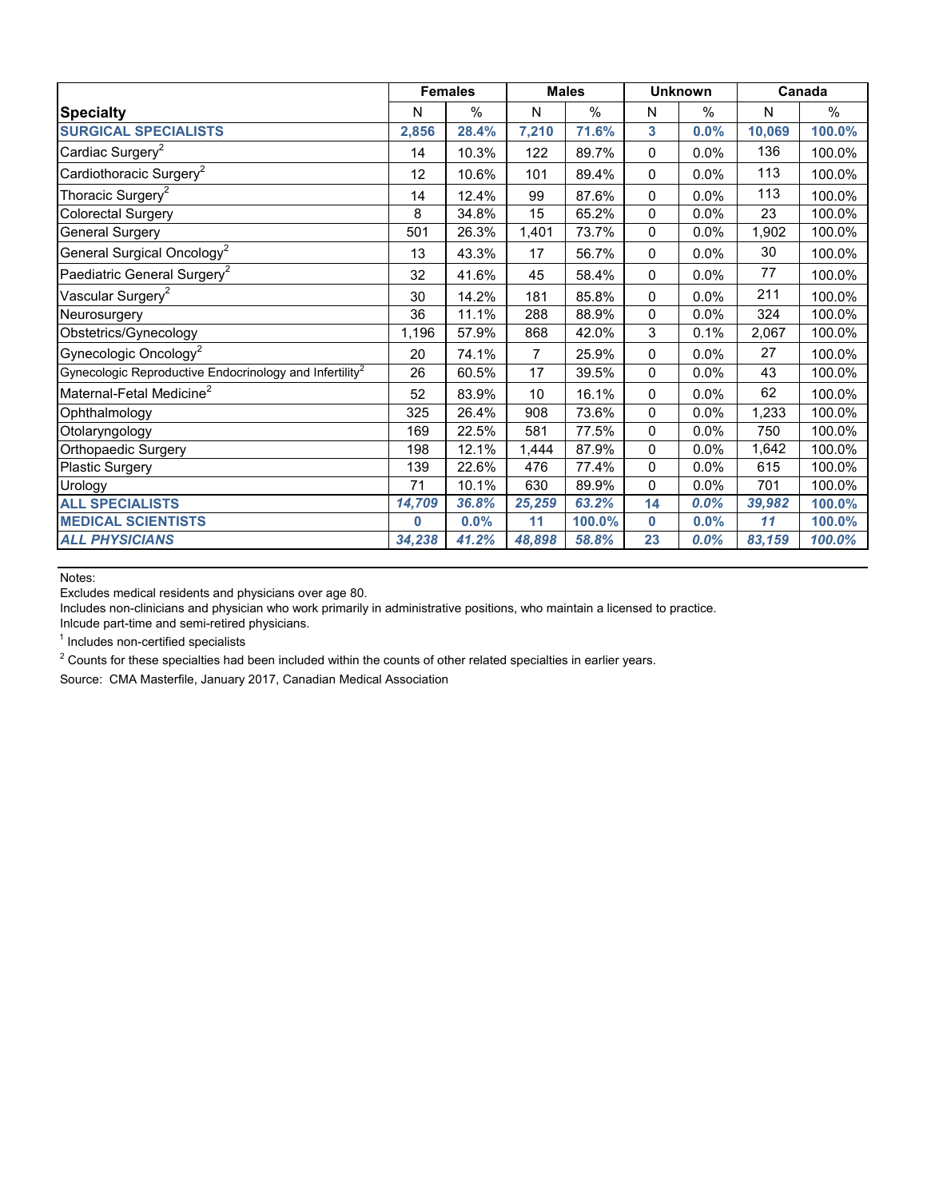| Specialty | Females | | Males | | Unknown | | Canada | |
|---|---|---|---|---|---|---|---|---|
| | N | % | N | % | N | % | N | % |
| **SURGICAL SPECIALISTS** | **2,856** | **28.4%** | **7,210** | **71.6%** | **3** | **0.0%** | **10,069** | **100.0%** |
| Cardiac Surgery[2] | 14 | 10.3% | 122 | 89.7% | 0 | 0.0% | 136 | 100.0% |
| Cardiothoracic Surgery[2] | 12 | 10.6% | 101 | 89.4% | 0 | 0.0% | 113 | 100.0% |
| Thoracic Surgery[2] | 14 | 12.4% | 99 | 87.6% | 0 | 0.0% | 113 | 100.0% |
| Colorectal Surgery | 8 | 34.8% | 15 | 65.2% | 0 | 0.0% | 23 | 100.0% |
| General Surgery | 501 | 26.3% | 1,401 | 73.7% | 0 | 0.0% | 1,902 | 100.0% |
| General Surgical Oncology[2] | 13 | 43.3% | 17 | 56.7% | 0 | 0.0% | 30 | 100.0% |
| Paediatric General Surgery[2] | 32 | 41.6% | 45 | 58.4% | 0 | 0.0% | 77 | 100.0% |
| Vascular Surgery[2] | 30 | 14.2% | 181 | 85.8% | 0 | 0.0% | 211 | 100.0% |
| Neurosurgery | 36 | 11.1% | 288 | 88.9% | 0 | 0.0% | 324 | 100.0% |
| Obstetrics/Gynecology | 1,196 | 57.9% | 868 | 42.0% | 3 | 0.1% | 2,067 | 100.0% |
| Gynecologic Oncology[2] | 20 | 74.1% | 7 | 25.9% | 0 | 0.0% | 27 | 100.0% |
| Gynecologic Reproductive Endocrinology and Infertility[2] | 26 | 60.5% | 17 | 39.5% | 0 | 0.0% | 43 | 100.0% |
| Maternal-Fetal Medicine[2] | 52 | 83.9% | 10 | 16.1% | 0 | 0.0% | 62 | 100.0% |
| Ophthalmology | 325 | 26.4% | 908 | 73.6% | 0 | 0.0% | 1,233 | 100.0% |
| Otolaryngology | 169 | 22.5% | 581 | 77.5% | 0 | 0.0% | 750 | 100.0% |
| Orthopaedic Surgery | 198 | 12.1% | 1,444 | 87.9% | 0 | 0.0% | 1,642 | 100.0% |
| Plastic Surgery | 139 | 22.6% | 476 | 77.4% | 0 | 0.0% | 615 | 100.0% |
| Urology | 71 | 10.1% | 630 | 89.9% | 0 | 0.0% | 701 | 100.0% |
| **ALL SPECIALISTS** | ***14,709*** | ***36.8%*** | ***25,259*** | ***63.2%*** | **14** | ***0.0%*** | ***39,982*** | **100.0%** |
| **MEDICAL SCIENTISTS** | **0** | **0.0%** | **11** | **100.0%** | **0** | ***0.0%*** | ***11*** | **100.0%** |
| ***ALL PHYSICIANS*** | ***34,238*** | ***41.2%*** | ***48,898*** | ***58.8%*** | **23** | ***0.0%*** | ***83,159*** | ***100.0%*** |

Notes:

Excludes medical residents and physicians over age 80.

Includes non-clinicians and physician who work primarily in administrative positions, who maintain a licensed to practice.

Inlcude part-time and semi-retired physicians.

[1] Includes non-certified specialists

[2] Counts for these specialties had been included within the counts of other related specialties in earlier years.

Source: CMA Masterfile, January 2017, Canadian Medical Association